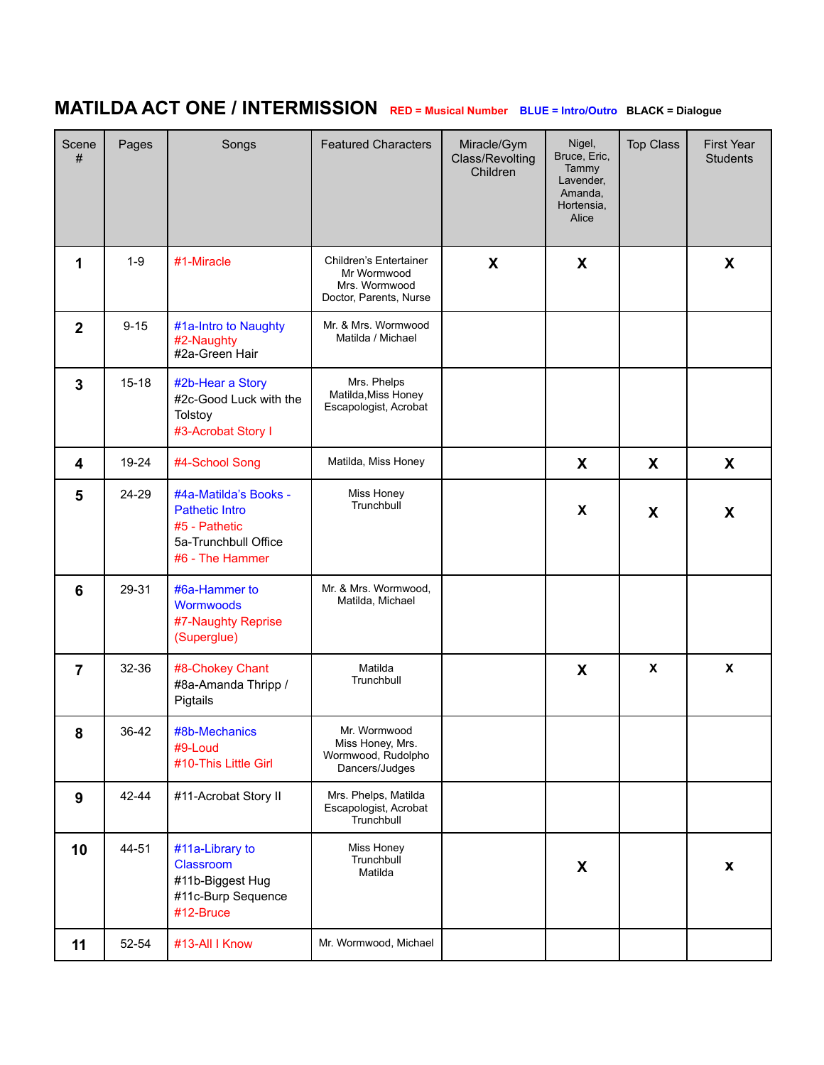## MATILDA ACT ONE / INTERMISSION

RED = Musical Number BLUE = Intro/Outro BLACK = Dialogue

| Scene # | Pages | Songs | Featured Characters | Miracle/Gym Class/Revolting Children | Nigel, Bruce, Eric, Tammy Lavender, Amanda, Hortensia, Alice | Top Class | First Year Students |
|---|---|---|---|---|---|---|---|
| 1 | 1-9 | #1-Miracle | Children's Entertainer Mr Wormwood Mrs. Wormwood Doctor, Parents, Nurse | X | X | | X |
| 2 | 9-15 | #1a-Intro to Naughty #2-Naughty #2a-Green Hair | Mr. & Mrs. Wormwood Matilda / Michael | | | | |
| 3 | 15-18 | #2b-Hear a Story #2c-Good Luck with the Tolstoy #3-Acrobat Story I | Mrs. Phelps Matilda,Miss Honey Escapologist, Acrobat | | | | |
| 4 | 19-24 | #4-School Song | Matilda, Miss Honey | | X | X | X |
| 5 | 24-29 | #4a-Matilda's Books - Pathetic Intro #5 - Pathetic 5a-Trunchbull Office #6 - The Hammer | Miss Honey Trunchbull | | X | X | X |
| 6 | 29-31 | #6a-Hammer to Wormwoods #7-Naughty Reprise (Superglue) | Mr. & Mrs. Wormwood, Matilda, Michael | | | | |
| 7 | 32-36 | #8-Chokey Chant #8a-Amanda Thripp / Pigtails | Matilda Trunchbull | | X | x | x |
| 8 | 36-42 | #8b-Mechanics #9-Loud #10-This Little Girl | Mr. Wormwood Miss Honey, Mrs. Wormwood, Rudolpho Dancers/Judges | | | | |
| 9 | 42-44 | #11-Acrobat Story II | Mrs. Phelps, Matilda Escapologist, Acrobat Trunchbull | | | | |
| 10 | 44-51 | #11a-Library to Classroom #11b-Biggest Hug #11c-Burp Sequence #12-Bruce | Miss Honey Trunchbull Matilda | | X | | x |
| 11 | 52-54 | #13-All I Know | Mr. Wormwood, Michael | | | | |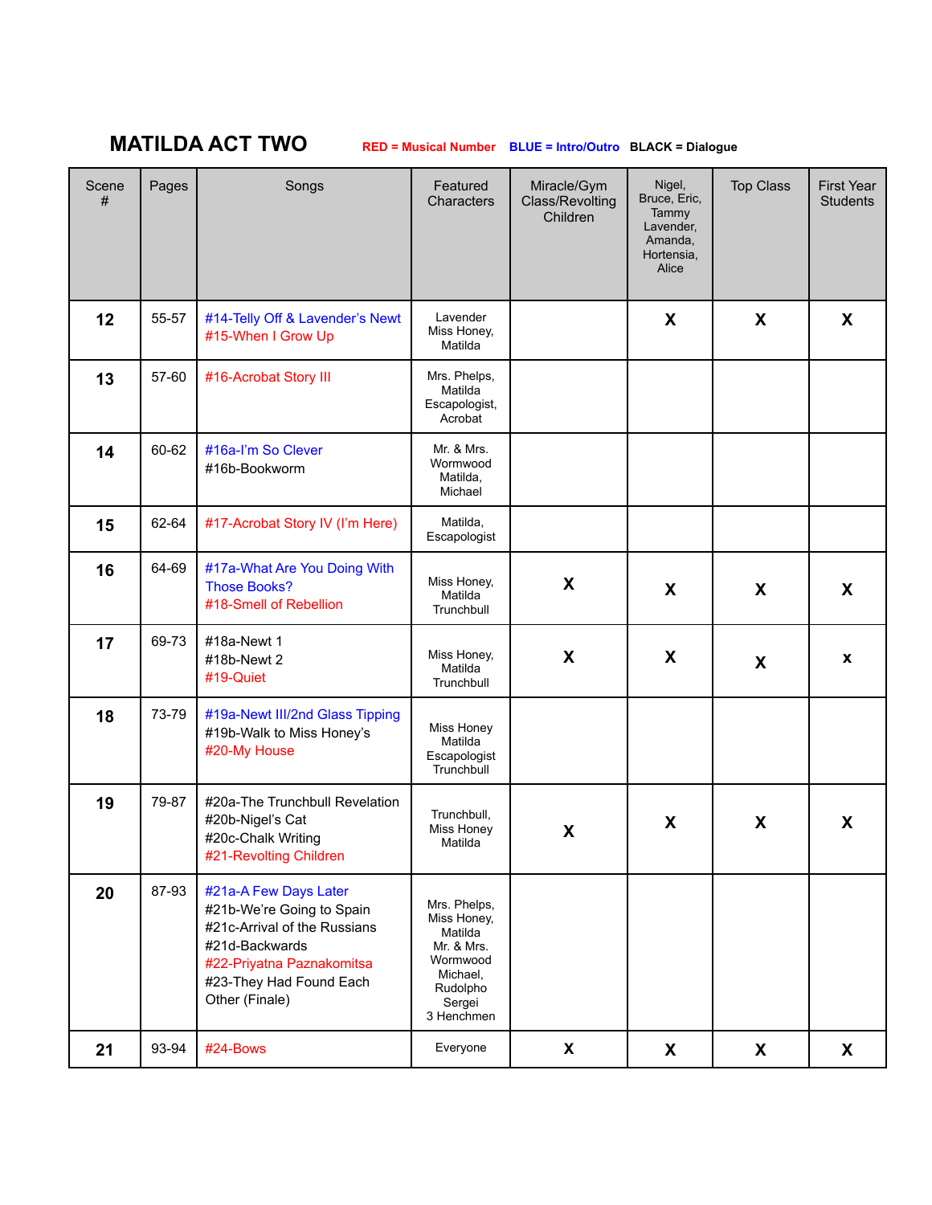# MATILDA ACT TWO

**RED = Musical Number** **BLUE = Intro/Outro** **BLACK = Dialogue**

| Scene # | Pages | Songs | Featured Characters | Miracle/Gym Class/Revolting Children | Nigel, Bruce, Eric, Tammy Lavender, Amanda, Hortensia, Alice | Top Class | First Year Students |
|---|---|---|---|---|---|---|---|
| **12** | 55-57 | #14-Telly Off & Lavender's Newt<br>#15-When I Grow Up | Lavender<br>Miss Honey,<br>Matilda | | **X** | **X** | **X** |
| **13** | 57-60 | #16-Acrobat Story III | Mrs. Phelps,<br>Matilda<br>Escapologist,<br>Acrobat | | | | |
| **14** | 60-62 | #16a-I'm So Clever<br>#16b-Bookworm | Mr. & Mrs. Wormwood<br>Matilda,<br>Michael | | | | |
| **15** | 62-64 | #17-Acrobat Story IV (I'm Here) | Matilda,<br>Escapologist | | | | |
| **16** | 64-69 | #17a-What Are You Doing With Those Books?<br>#18-Smell of Rebellion | Miss Honey,<br>Matilda<br>Trunchbull | **X** | **X** | **X** | **X** |
| **17** | 69-73 | #18a-Newt 1<br>#18b-Newt 2<br>#19-Quiet | Miss Honey,<br>Matilda<br>Trunchbull | **X** | **X** | **X** | **x** |
| **18** | 73-79 | #19a-Newt III/2nd Glass Tipping<br>#19b-Walk to Miss Honey's<br>#20-My House | Miss Honey<br>Matilda<br>Escapologist<br>Trunchbull | | | | |
| **19** | 79-87 | #20a-The Trunchbull Revelation<br>#20b-Nigel's Cat<br>#20c-Chalk Writing<br>#21-Revolting Children | Trunchbull,<br>Miss Honey<br>Matilda | **X** | **X** | **X** | **X** |
| **20** | 87-93 | #21a-A Few Days Later<br>#21b-We're Going to Spain<br>#21c-Arrival of the Russians<br>#21d-Backwards<br>#22-Priyatna Paznakomitsa<br>#23-They Had Found Each Other (Finale) | Mrs. Phelps,<br>Miss Honey,<br>Matilda<br>Mr. & Mrs. Wormwood<br>Michael,<br>Rudolpho<br>Sergei<br>3 Henchmen | | | | |
| **21** | 93-94 | #24-Bows | Everyone | **X** | **X** | **X** | **X** |